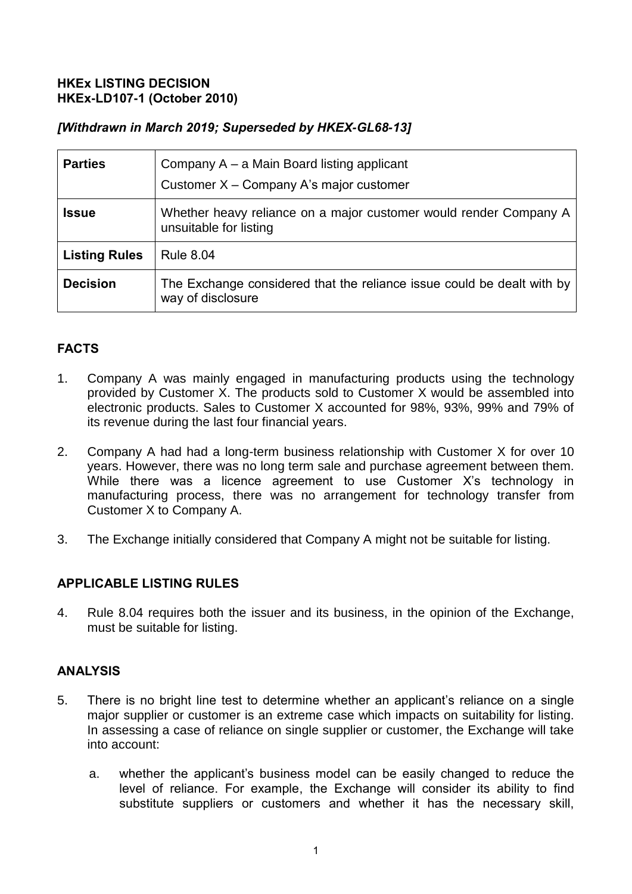**HKEx LISTING DECISION**
**HKEx-LD107-1 (October 2010)**

***[Withdrawn in March 2019; Superseded by HKEX-GL68-13]***

| **Parties** | Company A – a Main Board listing applicant<br>Customer X – Company A's major customer |
|---|---|
| **Issue** | Whether heavy reliance on a major customer would render Company A unsuitable for listing |
| **Listing Rules** | Rule 8.04 |
| **Decision** | The Exchange considered that the reliance issue could be dealt with by way of disclosure |

## FACTS

1. Company A was mainly engaged in manufacturing products using the technology provided by Customer X. The products sold to Customer X would be assembled into electronic products. Sales to Customer X accounted for 98%, 93%, 99% and 79% of its revenue during the last four financial years.

2. Company A had had a long-term business relationship with Customer X for over 10 years. However, there was no long term sale and purchase agreement between them. While there was a licence agreement to use Customer X's technology in manufacturing process, there was no arrangement for technology transfer from Customer X to Company A.

3. The Exchange initially considered that Company A might not be suitable for listing.

## APPLICABLE LISTING RULES

4. Rule 8.04 requires both the issuer and its business, in the opinion of the Exchange, must be suitable for listing.

## ANALYSIS

5. There is no bright line test to determine whether an applicant's reliance on a single major supplier or customer is an extreme case which impacts on suitability for listing. In assessing a case of reliance on single supplier or customer, the Exchange will take into account:

   a. whether the applicant's business model can be easily changed to reduce the level of reliance. For example, the Exchange will consider its ability to find substitute suppliers or customers and whether it has the necessary skill,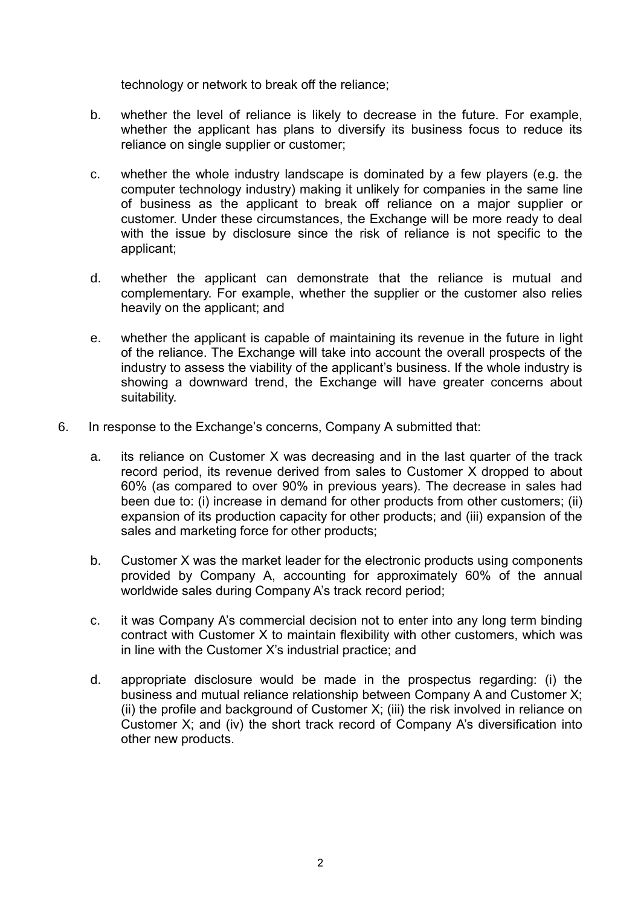technology or network to break off the reliance;

b. whether the level of reliance is likely to decrease in the future. For example, whether the applicant has plans to diversify its business focus to reduce its reliance on single supplier or customer;

c. whether the whole industry landscape is dominated by a few players (e.g. the computer technology industry) making it unlikely for companies in the same line of business as the applicant to break off reliance on a major supplier or customer. Under these circumstances, the Exchange will be more ready to deal with the issue by disclosure since the risk of reliance is not specific to the applicant;

d. whether the applicant can demonstrate that the reliance is mutual and complementary. For example, whether the supplier or the customer also relies heavily on the applicant; and

e. whether the applicant is capable of maintaining its revenue in the future in light of the reliance. The Exchange will take into account the overall prospects of the industry to assess the viability of the applicant's business. If the whole industry is showing a downward trend, the Exchange will have greater concerns about suitability.

6. In response to the Exchange's concerns, Company A submitted that:

   a. its reliance on Customer X was decreasing and in the last quarter of the track record period, its revenue derived from sales to Customer X dropped to about 60% (as compared to over 90% in previous years). The decrease in sales had been due to: (i) increase in demand for other products from other customers; (ii) expansion of its production capacity for other products; and (iii) expansion of the sales and marketing force for other products;

   b. Customer X was the market leader for the electronic products using components provided by Company A, accounting for approximately 60% of the annual worldwide sales during Company A's track record period;

   c. it was Company A's commercial decision not to enter into any long term binding contract with Customer X to maintain flexibility with other customers, which was in line with the Customer X's industrial practice; and

   d. appropriate disclosure would be made in the prospectus regarding: (i) the business and mutual reliance relationship between Company A and Customer X; (ii) the profile and background of Customer X; (iii) the risk involved in reliance on Customer X; and (iv) the short track record of Company A's diversification into other new products.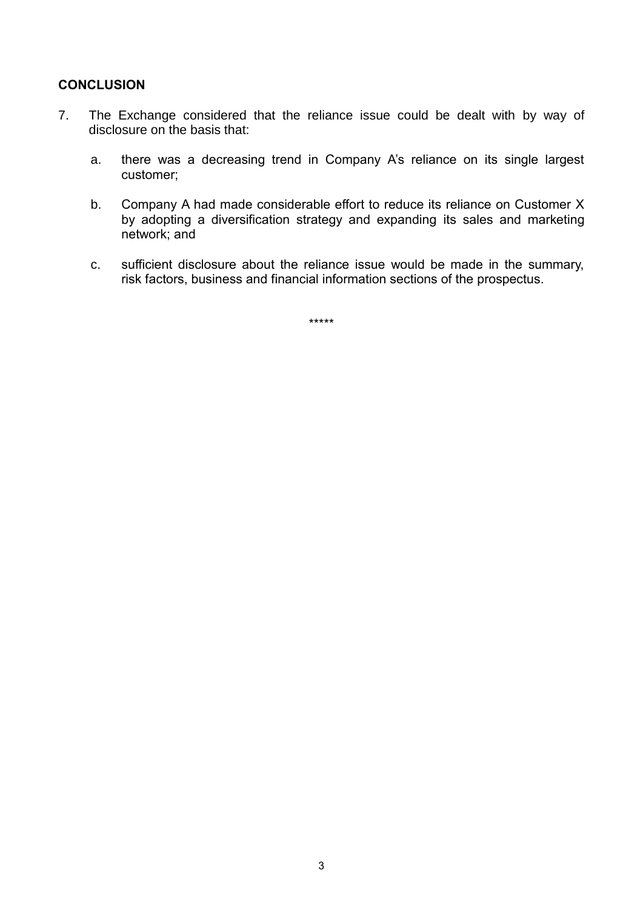## CONCLUSION

7. The Exchange considered that the reliance issue could be dealt with by way of disclosure on the basis that:

   a. there was a decreasing trend in Company A's reliance on its single largest customer;

   b. Company A had made considerable effort to reduce its reliance on Customer X by adopting a diversification strategy and expanding its sales and marketing network; and

   c. sufficient disclosure about the reliance issue would be made in the summary, risk factors, business and financial information sections of the prospectus.

*****